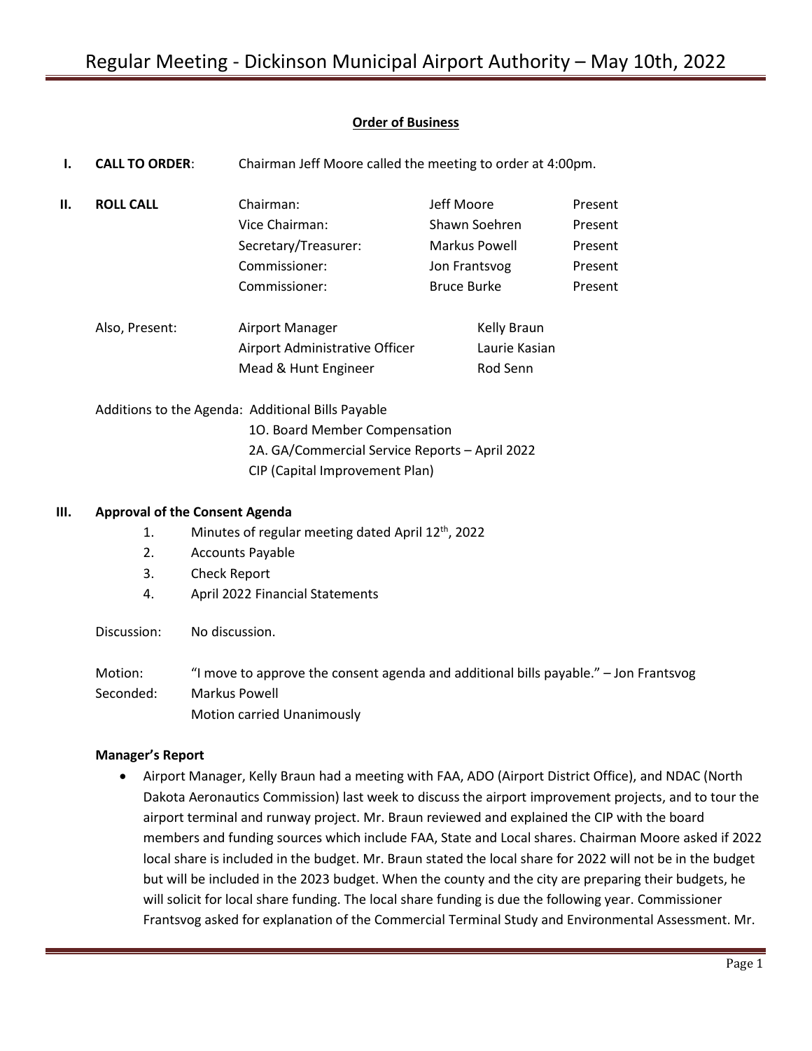# Regular Meeting - Dickinson Municipal Airport Authority – May 10th, 2022

## Order of Business

**I. CALL TO ORDER**: Chairman Jeff Moore called the meeting to order at 4:00pm.

**II. ROLL CALL**

| | | |
|---|---|---|
| Chairman: | Jeff Moore | Present |
| Vice Chairman: | Shawn Soehren | Present |
| Secretary/Treasurer: | Markus Powell | Present |
| Commissioner: | Jon Frantsvog | Present |
| Commissioner: | Bruce Burke | Present |

Also, Present:

| | |
|---|---|
| Airport Manager | Kelly Braun |
| Airport Administrative Officer | Laurie Kasian |
| Mead & Hunt Engineer | Rod Senn |

Additions to the Agenda: Additional Bills Payable
1O. Board Member Compensation
2A. GA/Commercial Service Reports – April 2022
CIP (Capital Improvement Plan)

**III. Approval of the Consent Agenda**

1. Minutes of regular meeting dated April 12th, 2022
2. Accounts Payable
3. Check Report
4. April 2022 Financial Statements

Discussion: No discussion.

Motion: "I move to approve the consent agenda and additional bills payable." – Jon Frantsvog
Seconded: Markus Powell
Motion carried Unanimously

**Manager's Report**

- Airport Manager, Kelly Braun had a meeting with FAA, ADO (Airport District Office), and NDAC (North Dakota Aeronautics Commission) last week to discuss the airport improvement projects, and to tour the airport terminal and runway project. Mr. Braun reviewed and explained the CIP with the board members and funding sources which include FAA, State and Local shares. Chairman Moore asked if 2022 local share is included in the budget. Mr. Braun stated the local share for 2022 will not be in the budget but will be included in the 2023 budget. When the county and the city are preparing their budgets, he will solicit for local share funding. The local share funding is due the following year. Commissioner Frantsvog asked for explanation of the Commercial Terminal Study and Environmental Assessment. Mr.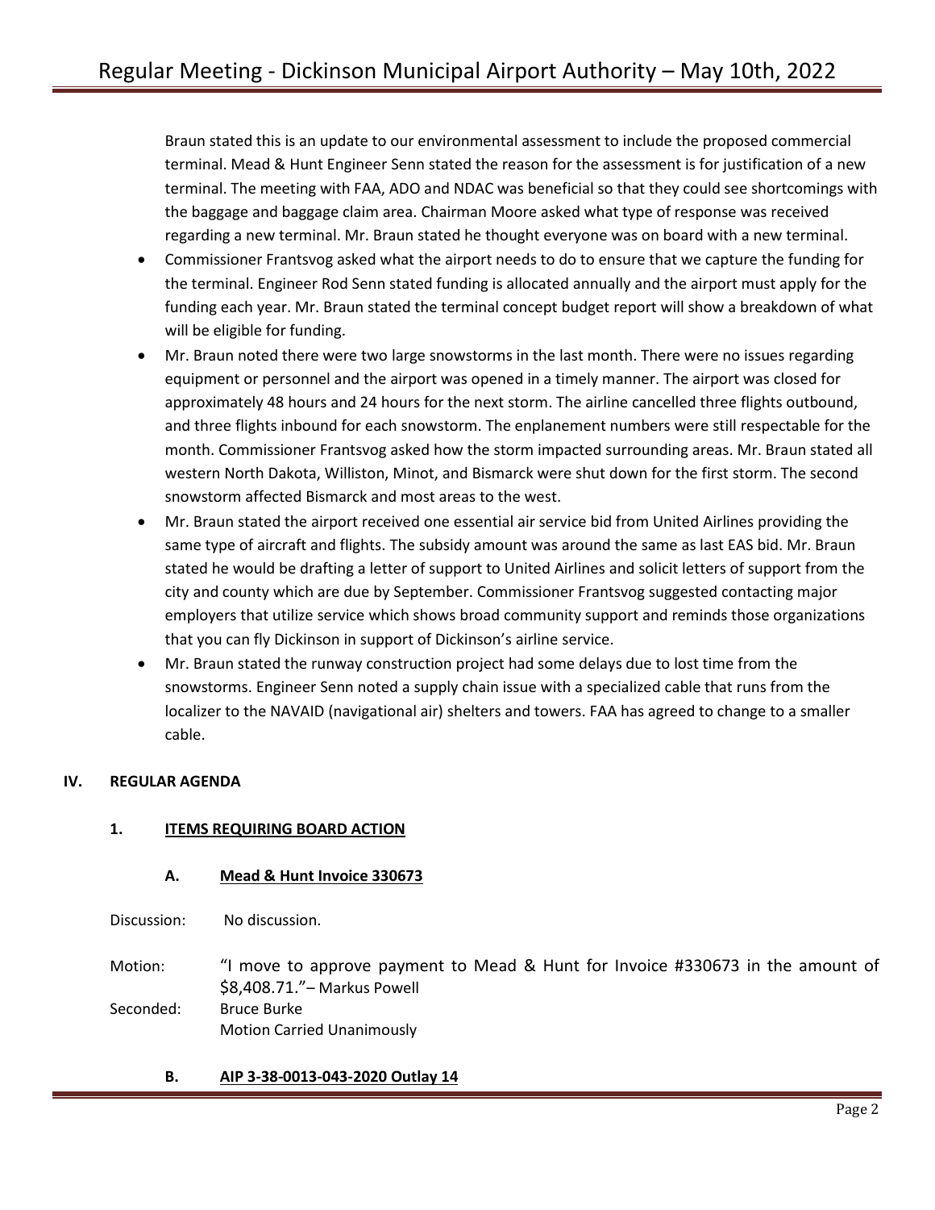Braun stated this is an update to our environmental assessment to include the proposed commercial terminal. Mead & Hunt Engineer Senn stated the reason for the assessment is for justification of a new terminal. The meeting with FAA, ADO and NDAC was beneficial so that they could see shortcomings with the baggage and baggage claim area. Chairman Moore asked what type of response was received regarding a new terminal. Mr. Braun stated he thought everyone was on board with a new terminal.

- Commissioner Frantsvog asked what the airport needs to do to ensure that we capture the funding for the terminal. Engineer Rod Senn stated funding is allocated annually and the airport must apply for the funding each year. Mr. Braun stated the terminal concept budget report will show a breakdown of what will be eligible for funding.
- Mr. Braun noted there were two large snowstorms in the last month. There were no issues regarding equipment or personnel and the airport was opened in a timely manner. The airport was closed for approximately 48 hours and 24 hours for the next storm. The airline cancelled three flights outbound, and three flights inbound for each snowstorm. The enplanement numbers were still respectable for the month. Commissioner Frantsvog asked how the storm impacted surrounding areas. Mr. Braun stated all western North Dakota, Williston, Minot, and Bismarck were shut down for the first storm. The second snowstorm affected Bismarck and most areas to the west.
- Mr. Braun stated the airport received one essential air service bid from United Airlines providing the same type of aircraft and flights. The subsidy amount was around the same as last EAS bid. Mr. Braun stated he would be drafting a letter of support to United Airlines and solicit letters of support from the city and county which are due by September. Commissioner Frantsvog suggested contacting major employers that utilize service which shows broad community support and reminds those organizations that you can fly Dickinson in support of Dickinson's airline service.
- Mr. Braun stated the runway construction project had some delays due to lost time from the snowstorms. Engineer Senn noted a supply chain issue with a specialized cable that runs from the localizer to the NAVAID (navigational air) shelters and towers. FAA has agreed to change to a smaller cable.

## IV. REGULAR AGENDA

### 1. ITEMS REQUIRING BOARD ACTION

#### A. Mead & Hunt Invoice 330673

Discussion: No discussion.

Motion: "I move to approve payment to Mead & Hunt for Invoice #330673 in the amount of $8,408.71."– Markus Powell

Seconded: Bruce Burke

Motion Carried Unanimously

#### B. AIP 3-38-0013-043-2020 Outlay 14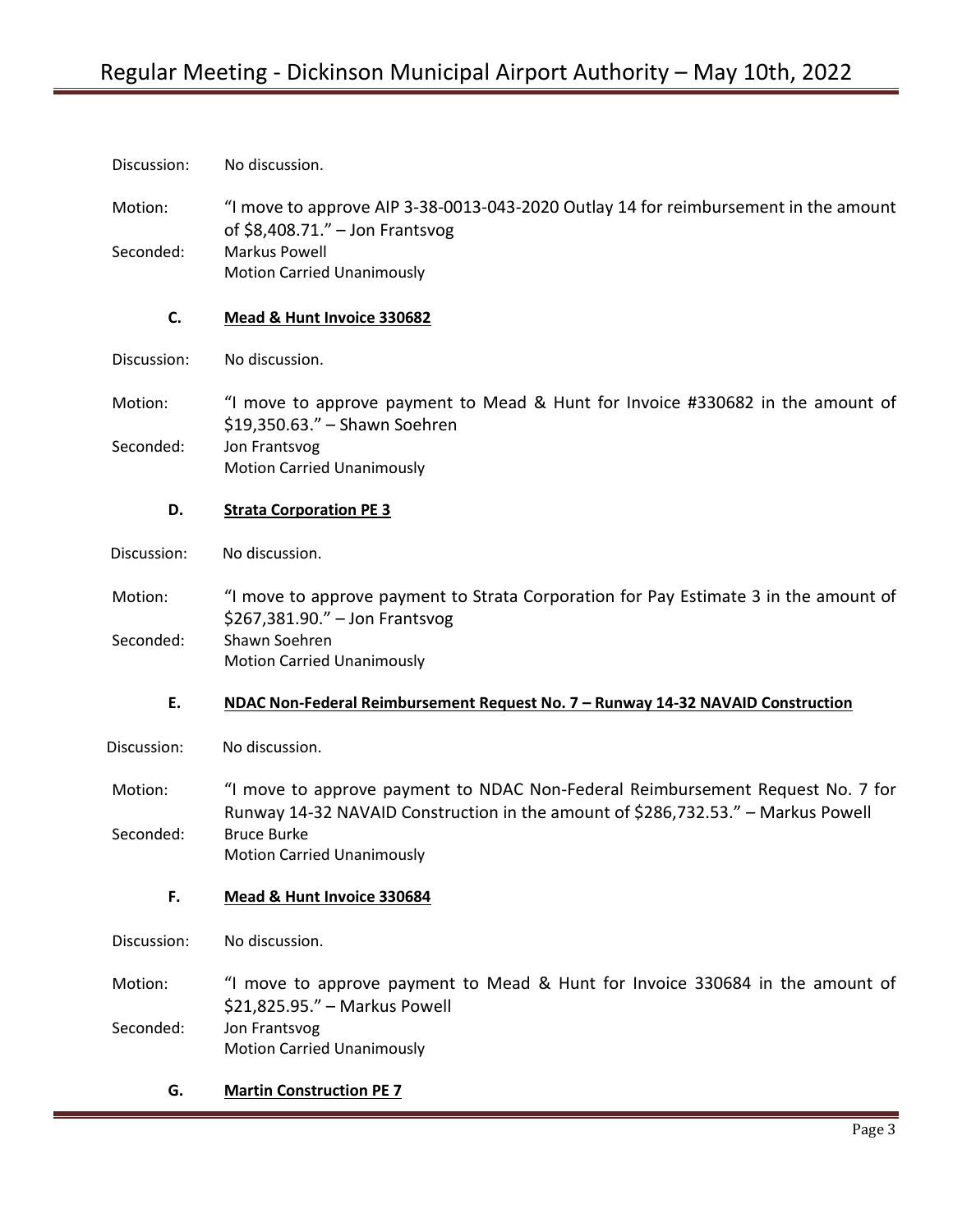Discussion: No discussion.

Motion: "I move to approve AIP 3-38-0013-043-2020 Outlay 14 for reimbursement in the amount of $8,408.71." – Jon Frantsvog

Seconded: Markus Powell
Motion Carried Unanimously

**C. Mead & Hunt Invoice 330682**

Discussion: No discussion.

Motion: "I move to approve payment to Mead & Hunt for Invoice #330682 in the amount of $19,350.63." – Shawn Soehren

Seconded: Jon Frantsvog
Motion Carried Unanimously

**D. Strata Corporation PE 3**

Discussion: No discussion.

Motion: "I move to approve payment to Strata Corporation for Pay Estimate 3 in the amount of $267,381.90." – Jon Frantsvog

Seconded: Shawn Soehren
Motion Carried Unanimously

**E. NDAC Non-Federal Reimbursement Request No. 7 – Runway 14-32 NAVAID Construction**

Discussion: No discussion.

Motion: "I move to approve payment to NDAC Non-Federal Reimbursement Request No. 7 for Runway 14-32 NAVAID Construction in the amount of $286,732.53." – Markus Powell

Seconded: Bruce Burke
Motion Carried Unanimously

**F. Mead & Hunt Invoice 330684**

Discussion: No discussion.

Motion: "I move to approve payment to Mead & Hunt for Invoice 330684 in the amount of $21,825.95." – Markus Powell

Seconded: Jon Frantsvog
Motion Carried Unanimously

**G. Martin Construction PE 7**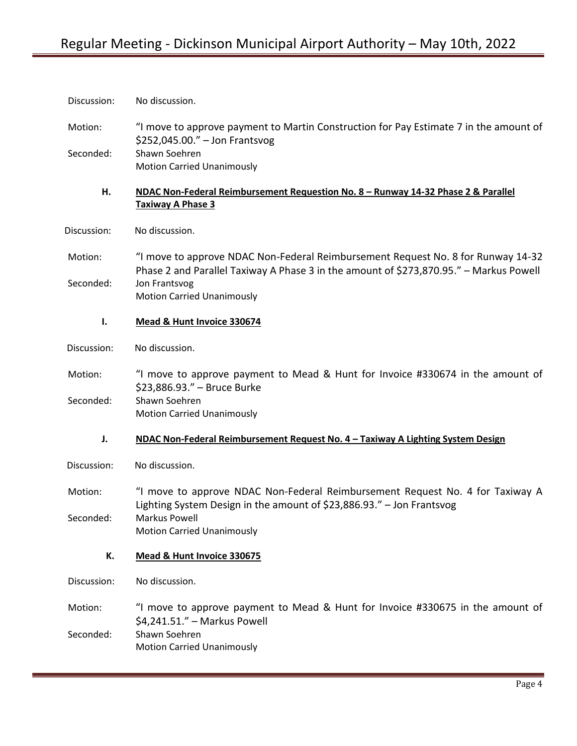Discussion: No discussion.

Motion: "I move to approve payment to Martin Construction for Pay Estimate 7 in the amount of $252,045.00." – Jon Frantsvog

Seconded: Shawn Soehren
Motion Carried Unanimously

**H. NDAC Non-Federal Reimbursement Requestion No. 8 – Runway 14-32 Phase 2 & Parallel Taxiway A Phase 3**

Discussion: No discussion.

Motion: "I move to approve NDAC Non-Federal Reimbursement Request No. 8 for Runway 14-32 Phase 2 and Parallel Taxiway A Phase 3 in the amount of $273,870.95." – Markus Powell

Seconded: Jon Frantsvog
Motion Carried Unanimously

**I. Mead & Hunt Invoice 330674**

Discussion: No discussion.

Motion: "I move to approve payment to Mead & Hunt for Invoice #330674 in the amount of $23,886.93." – Bruce Burke

Seconded: Shawn Soehren
Motion Carried Unanimously

**J. NDAC Non-Federal Reimbursement Request No. 4 – Taxiway A Lighting System Design**

Discussion: No discussion.

Motion: "I move to approve NDAC Non-Federal Reimbursement Request No. 4 for Taxiway A Lighting System Design in the amount of $23,886.93." – Jon Frantsvog

Seconded: Markus Powell
Motion Carried Unanimously

**K. Mead & Hunt Invoice 330675**

Discussion: No discussion.

Motion: "I move to approve payment to Mead & Hunt for Invoice #330675 in the amount of $4,241.51." – Markus Powell

Seconded: Shawn Soehren
Motion Carried Unanimously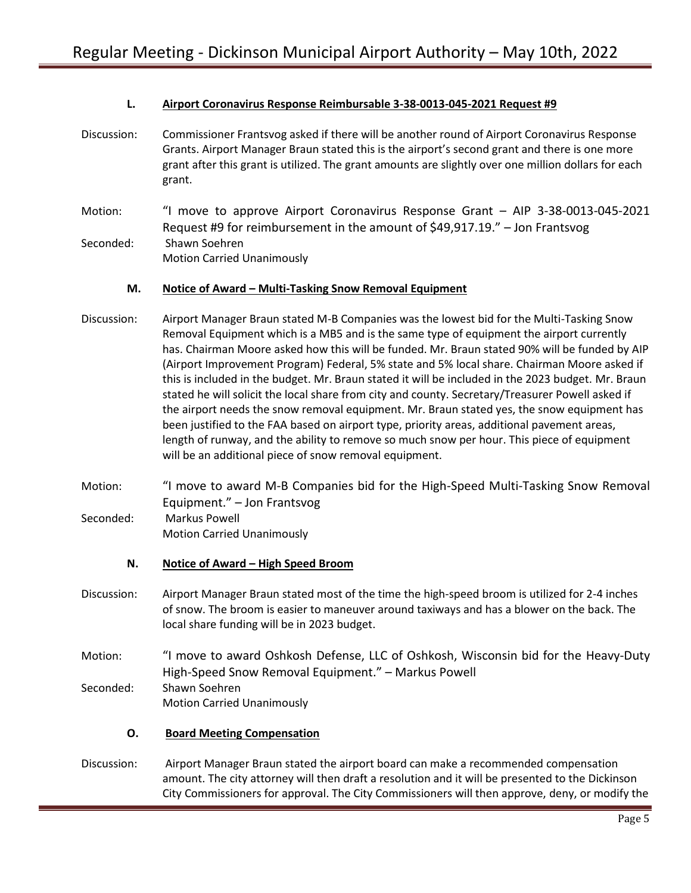### L. Airport Coronavirus Response Reimbursable 3-38-0013-045-2021 Request #9

Discussion: Commissioner Frantsvog asked if there will be another round of Airport Coronavirus Response Grants. Airport Manager Braun stated this is the airport's second grant and there is one more grant after this grant is utilized. The grant amounts are slightly over one million dollars for each grant.

Motion: "I move to approve Airport Coronavirus Response Grant – AIP 3-38-0013-045-2021 Request #9 for reimbursement in the amount of $49,917.19." – Jon Frantsvog

Seconded: Shawn Soehren

Motion Carried Unanimously

### M. Notice of Award – Multi-Tasking Snow Removal Equipment

Discussion: Airport Manager Braun stated M-B Companies was the lowest bid for the Multi-Tasking Snow Removal Equipment which is a MB5 and is the same type of equipment the airport currently has. Chairman Moore asked how this will be funded. Mr. Braun stated 90% will be funded by AIP (Airport Improvement Program) Federal, 5% state and 5% local share. Chairman Moore asked if this is included in the budget. Mr. Braun stated it will be included in the 2023 budget. Mr. Braun stated he will solicit the local share from city and county. Secretary/Treasurer Powell asked if the airport needs the snow removal equipment. Mr. Braun stated yes, the snow equipment has been justified to the FAA based on airport type, priority areas, additional pavement areas, length of runway, and the ability to remove so much snow per hour. This piece of equipment will be an additional piece of snow removal equipment.

Motion: "I move to award M-B Companies bid for the High-Speed Multi-Tasking Snow Removal Equipment." – Jon Frantsvog

Seconded: Markus Powell

Motion Carried Unanimously

### N. Notice of Award – High Speed Broom

Discussion: Airport Manager Braun stated most of the time the high-speed broom is utilized for 2-4 inches of snow. The broom is easier to maneuver around taxiways and has a blower on the back. The local share funding will be in 2023 budget.

Motion: "I move to award Oshkosh Defense, LLC of Oshkosh, Wisconsin bid for the Heavy-Duty High-Speed Snow Removal Equipment." – Markus Powell

Seconded: Shawn Soehren

Motion Carried Unanimously

### O. Board Meeting Compensation

Discussion: Airport Manager Braun stated the airport board can make a recommended compensation amount. The city attorney will then draft a resolution and it will be presented to the Dickinson City Commissioners for approval. The City Commissioners will then approve, deny, or modify the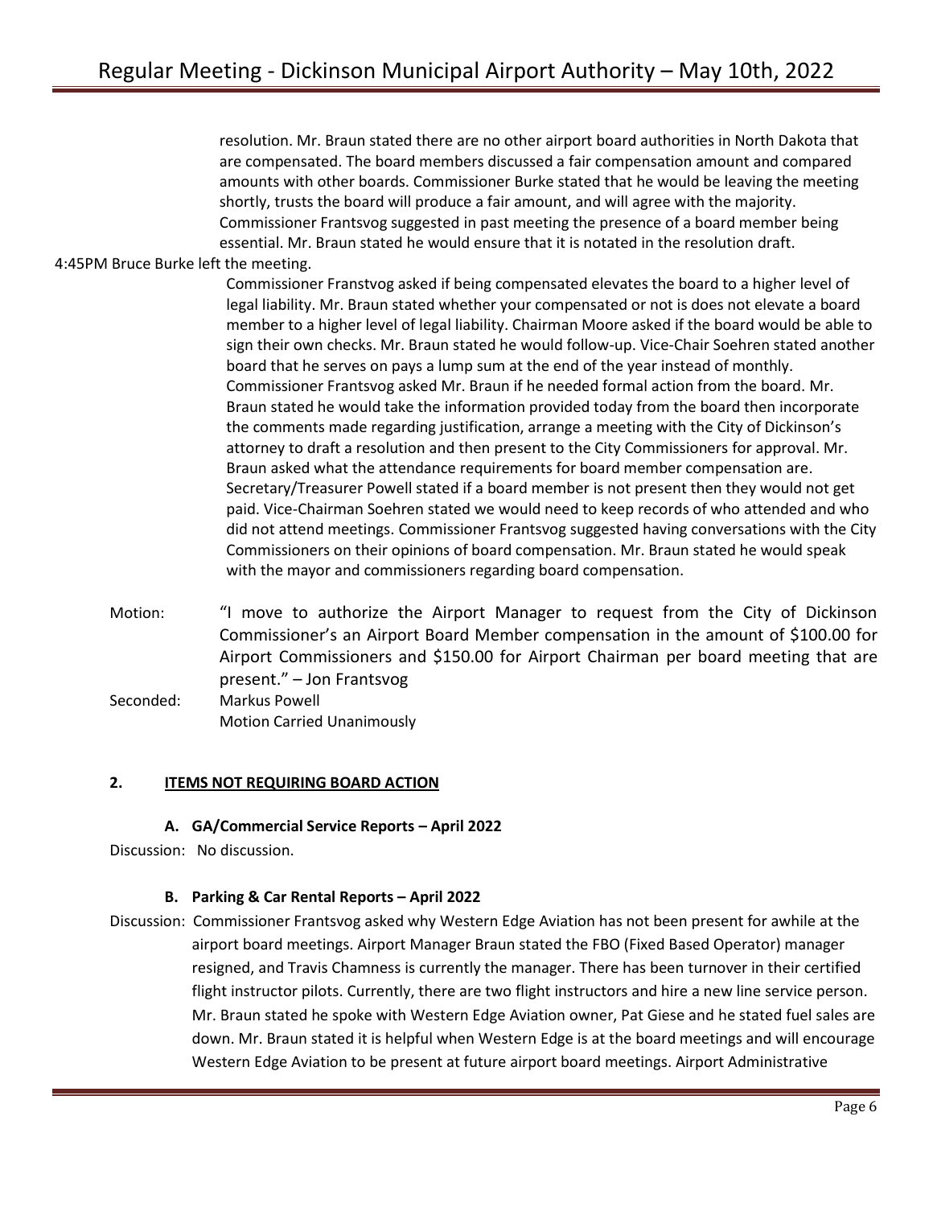resolution. Mr. Braun stated there are no other airport board authorities in North Dakota that are compensated. The board members discussed a fair compensation amount and compared amounts with other boards. Commissioner Burke stated that he would be leaving the meeting shortly, trusts the board will produce a fair amount, and will agree with the majority. Commissioner Frantsvog suggested in past meeting the presence of a board member being essential. Mr. Braun stated he would ensure that it is notated in the resolution draft.

4:45PM Bruce Burke left the meeting.

Commissioner Franstvog asked if being compensated elevates the board to a higher level of legal liability. Mr. Braun stated whether your compensated or not is does not elevate a board member to a higher level of legal liability. Chairman Moore asked if the board would be able to sign their own checks. Mr. Braun stated he would follow-up. Vice-Chair Soehren stated another board that he serves on pays a lump sum at the end of the year instead of monthly. Commissioner Frantsvog asked Mr. Braun if he needed formal action from the board. Mr. Braun stated he would take the information provided today from the board then incorporate the comments made regarding justification, arrange a meeting with the City of Dickinson's attorney to draft a resolution and then present to the City Commissioners for approval. Mr. Braun asked what the attendance requirements for board member compensation are. Secretary/Treasurer Powell stated if a board member is not present then they would not get paid. Vice-Chairman Soehren stated we would need to keep records of who attended and who did not attend meetings. Commissioner Frantsvog suggested having conversations with the City Commissioners on their opinions of board compensation. Mr. Braun stated he would speak with the mayor and commissioners regarding board compensation.

Motion: "I move to authorize the Airport Manager to request from the City of Dickinson Commissioner's an Airport Board Member compensation in the amount of $100.00 for Airport Commissioners and $150.00 for Airport Chairman per board meeting that are present." – Jon Frantsvog

Seconded: Markus Powell

Motion Carried Unanimously

## 2. ITEMS NOT REQUIRING BOARD ACTION

### A. GA/Commercial Service Reports – April 2022

Discussion: No discussion.

### B. Parking & Car Rental Reports – April 2022

Discussion: Commissioner Frantsvog asked why Western Edge Aviation has not been present for awhile at the airport board meetings. Airport Manager Braun stated the FBO (Fixed Based Operator) manager resigned, and Travis Chamness is currently the manager. There has been turnover in their certified flight instructor pilots. Currently, there are two flight instructors and hire a new line service person. Mr. Braun stated he spoke with Western Edge Aviation owner, Pat Giese and he stated fuel sales are down. Mr. Braun stated it is helpful when Western Edge is at the board meetings and will encourage Western Edge Aviation to be present at future airport board meetings. Airport Administrative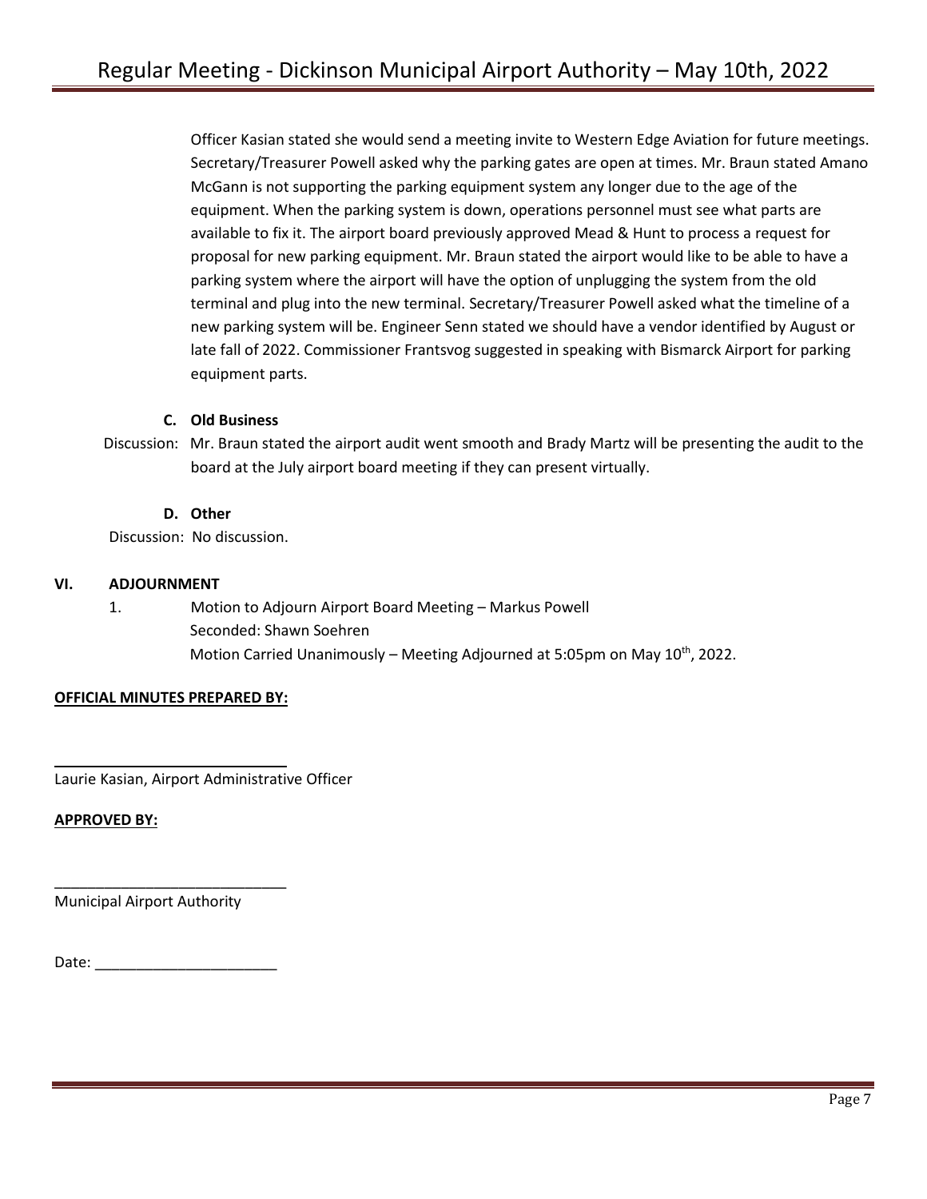Officer Kasian stated she would send a meeting invite to Western Edge Aviation for future meetings. Secretary/Treasurer Powell asked why the parking gates are open at times. Mr. Braun stated Amano McGann is not supporting the parking equipment system any longer due to the age of the equipment. When the parking system is down, operations personnel must see what parts are available to fix it. The airport board previously approved Mead & Hunt to process a request for proposal for new parking equipment. Mr. Braun stated the airport would like to be able to have a parking system where the airport will have the option of unplugging the system from the old terminal and plug into the new terminal. Secretary/Treasurer Powell asked what the timeline of a new parking system will be. Engineer Senn stated we should have a vendor identified by August or late fall of 2022. Commissioner Frantsvog suggested in speaking with Bismarck Airport for parking equipment parts.

**C. Old Business**

Discussion: Mr. Braun stated the airport audit went smooth and Brady Martz will be presenting the audit to the board at the July airport board meeting if they can present virtually.

**D. Other**

Discussion: No discussion.

**VI. ADJOURNMENT**

1. Motion to Adjourn Airport Board Meeting – Markus Powell
   Seconded: Shawn Soehren
   Motion Carried Unanimously – Meeting Adjourned at 5:05pm on May 10th, 2022.

**OFFICIAL MINUTES PREPARED BY:**

\_\_\_\_\_\_\_\_\_\_\_\_\_\_\_\_\_\_\_\_\_\_\_\_\_\_\_\_
Laurie Kasian, Airport Administrative Officer

**APPROVED BY:**

\_\_\_\_\_\_\_\_\_\_\_\_\_\_\_\_\_\_\_\_\_\_\_\_\_\_\_\_
Municipal Airport Authority

Date: \_\_\_\_\_\_\_\_\_\_\_\_\_\_\_\_\_\_\_\_\_\_